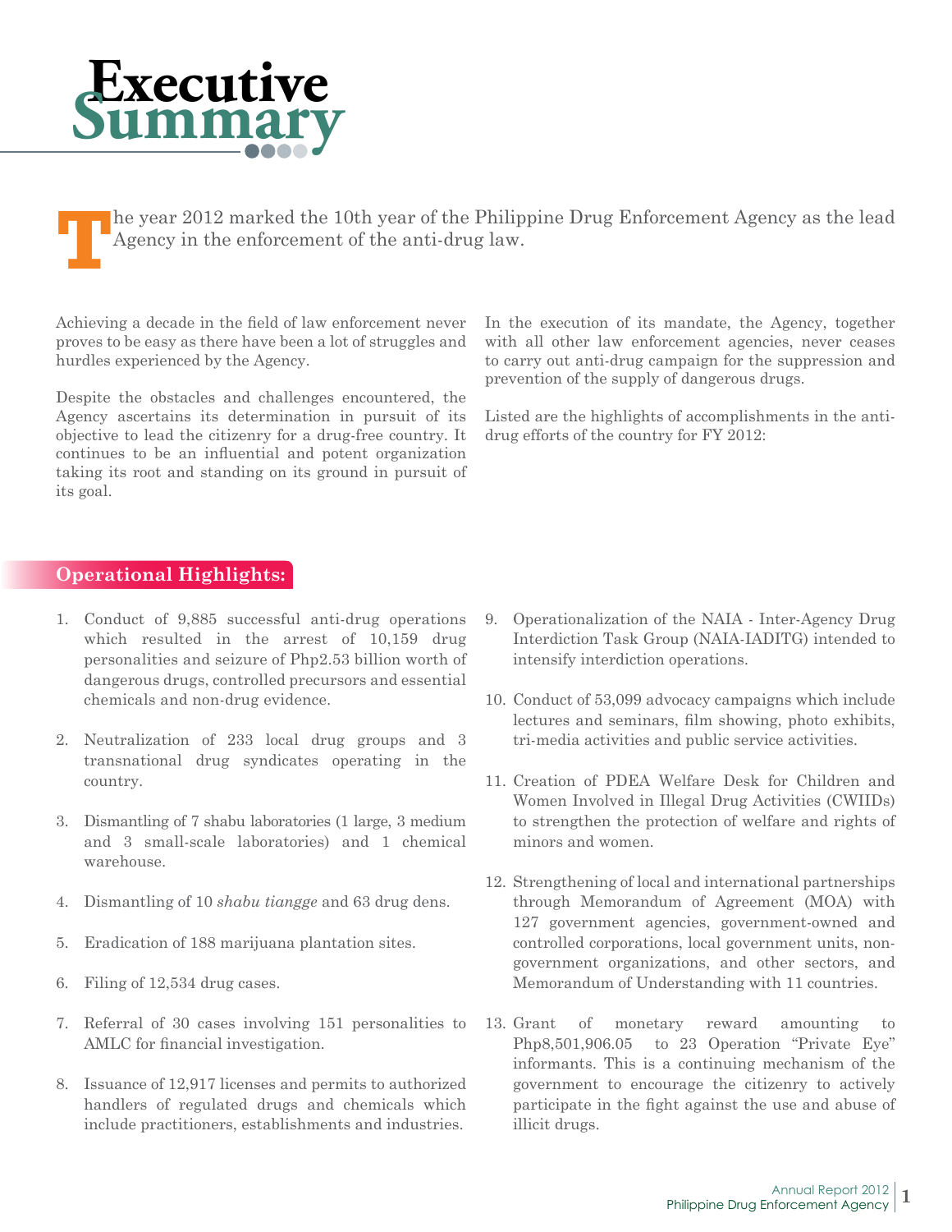# Executive Summary

The year 2012 marked the 10th year of the Philippine Drug Enforcement Agency as the lead Agency in the enforcement of the anti-drug law.

Achieving a decade in the field of law enforcement never proves to be easy as there have been a lot of struggles and hurdles experienced by the Agency.

Despite the obstacles and challenges encountered, the Agency ascertains its determination in pursuit of its objective to lead the citizenry for a drug-free country. It continues to be an influential and potent organization taking its root and standing on its ground in pursuit of its goal.

In the execution of its mandate, the Agency, together with all other law enforcement agencies, never ceases to carry out anti-drug campaign for the suppression and prevention of the supply of dangerous drugs.

Listed are the highlights of accomplishments in the anti-drug efforts of the country for FY 2012:

## Operational Highlights:

1. Conduct of 9,885 successful anti-drug operations which resulted in the arrest of 10,159 drug personalities and seizure of Php2.53 billion worth of dangerous drugs, controlled precursors and essential chemicals and non-drug evidence.
2. Neutralization of 233 local drug groups and 3 transnational drug syndicates operating in the country.
3. Dismantling of 7 shabu laboratories (1 large, 3 medium and 3 small-scale laboratories) and 1 chemical warehouse.
4. Dismantling of 10 *shabu tiangge* and 63 drug dens.
5. Eradication of 188 marijuana plantation sites.
6. Filing of 12,534 drug cases.
7. Referral of 30 cases involving 151 personalities to AMLC for financial investigation.
8. Issuance of 12,917 licenses and permits to authorized handlers of regulated drugs and chemicals which include practitioners, establishments and industries.
9. Operationalization of the NAIA - Inter-Agency Drug Interdiction Task Group (NAIA-IADITG) intended to intensify interdiction operations.
10. Conduct of 53,099 advocacy campaigns which include lectures and seminars, film showing, photo exhibits, tri-media activities and public service activities.
11. Creation of PDEA Welfare Desk for Children and Women Involved in Illegal Drug Activities (CWIIDs) to strengthen the protection of welfare and rights of minors and women.
12. Strengthening of local and international partnerships through Memorandum of Agreement (MOA) with 127 government agencies, government-owned and controlled corporations, local government units, non-government organizations, and other sectors, and Memorandum of Understanding with 11 countries.
13. Grant of monetary reward amounting to Php8,501,906.05 to 23 Operation "Private Eye" informants. This is a continuing mechanism of the government to encourage the citizenry to actively participate in the fight against the use and abuse of illicit drugs.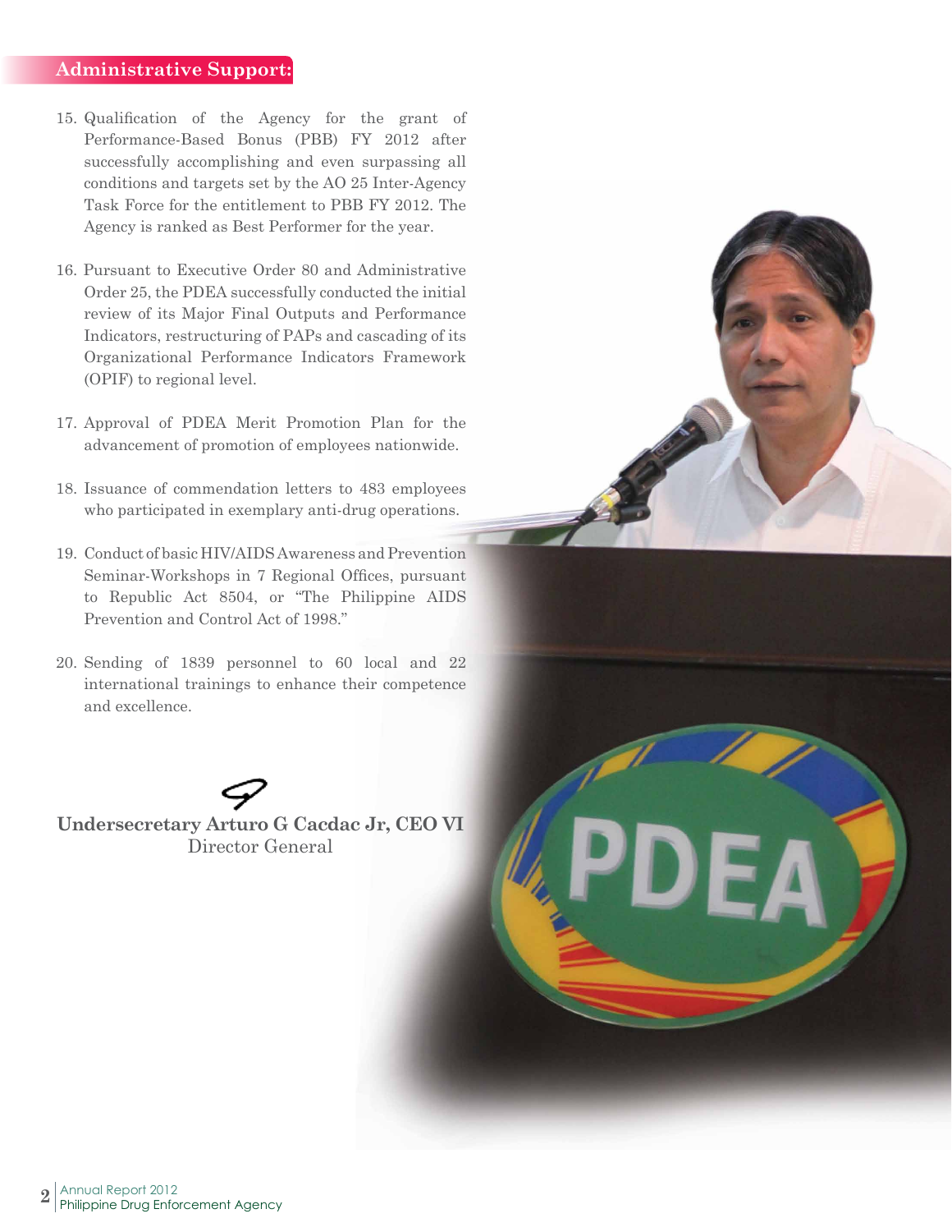## Administrative Support:

15. Qualification of the Agency for the grant of Performance-Based Bonus (PBB) FY 2012 after successfully accomplishing and even surpassing all conditions and targets set by the AO 25 Inter-Agency Task Force for the entitlement to PBB FY 2012. The Agency is ranked as Best Performer for the year.

16. Pursuant to Executive Order 80 and Administrative Order 25, the PDEA successfully conducted the initial review of its Major Final Outputs and Performance Indicators, restructuring of PAPs and cascading of its Organizational Performance Indicators Framework (OPIF) to regional level.

17. Approval of PDEA Merit Promotion Plan for the advancement of promotion of employees nationwide.

18. Issuance of commendation letters to 483 employees who participated in exemplary anti-drug operations.

19. Conduct of basic HIV/AIDS Awareness and Prevention Seminar-Workshops in 7 Regional Offices, pursuant to Republic Act 8504, or "The Philippine AIDS Prevention and Control Act of 1998."

20. Sending of 1839 personnel to 60 local and 22 international trainings to enhance their competence and excellence.

**Undersecretary Arturo G Cacdac Jr, CEO VI**
Director General